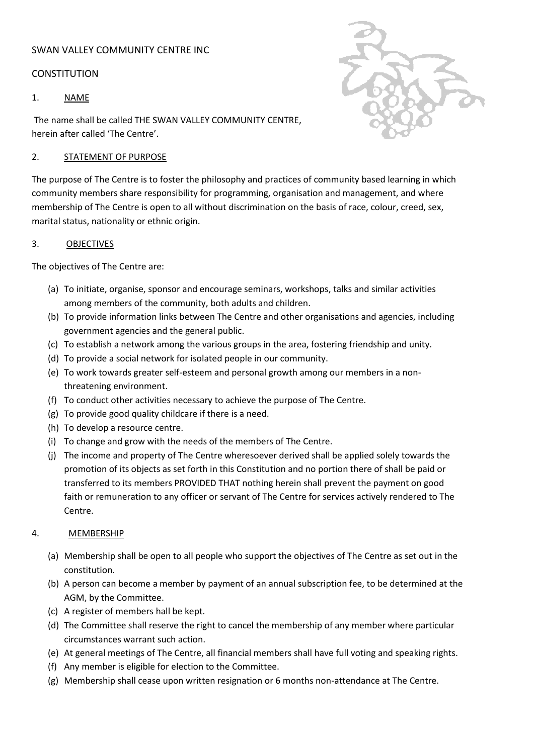SWAN VALLEY COMMUNITY CENTRE INC

CONSTITUTION

## 1. NAME

The name shall be called THE SWAN VALLEY COMMUNITY CENTRE, herein after called 'The Centre'.

## 2. STATEMENT OF PURPOSE

The purpose of The Centre is to foster the philosophy and practices of community based learning in which community members share responsibility for programming, organisation and management, and where membership of The Centre is open to all without discrimination on the basis of race, colour, creed, sex, marital status, nationality or ethnic origin.

## 3. OBJECTIVES

The objectives of The Centre are:

(a) To initiate, organise, sponsor and encourage seminars, workshops, talks and similar activities among members of the community, both adults and children.
(b) To provide information links between The Centre and other organisations and agencies, including government agencies and the general public.
(c) To establish a network among the various groups in the area, fostering friendship and unity.
(d) To provide a social network for isolated people in our community.
(e) To work towards greater self-esteem and personal growth among our members in a non-threatening environment.
(f) To conduct other activities necessary to achieve the purpose of The Centre.
(g) To provide good quality childcare if there is a need.
(h) To develop a resource centre.
(i) To change and grow with the needs of the members of The Centre.
(j) The income and property of The Centre wheresoever derived shall be applied solely towards the promotion of its objects as set forth in this Constitution and no portion there of shall be paid or transferred to its members PROVIDED THAT nothing herein shall prevent the payment on good faith or remuneration to any officer or servant of The Centre for services actively rendered to The Centre.

## 4. MEMBERSHIP

(a) Membership shall be open to all people who support the objectives of The Centre as set out in the constitution.
(b) A person can become a member by payment of an annual subscription fee, to be determined at the AGM, by the Committee.
(c) A register of members hall be kept.
(d) The Committee shall reserve the right to cancel the membership of any member where particular circumstances warrant such action.
(e) At general meetings of The Centre, all financial members shall have full voting and speaking rights.
(f) Any member is eligible for election to the Committee.
(g) Membership shall cease upon written resignation or 6 months non-attendance at The Centre.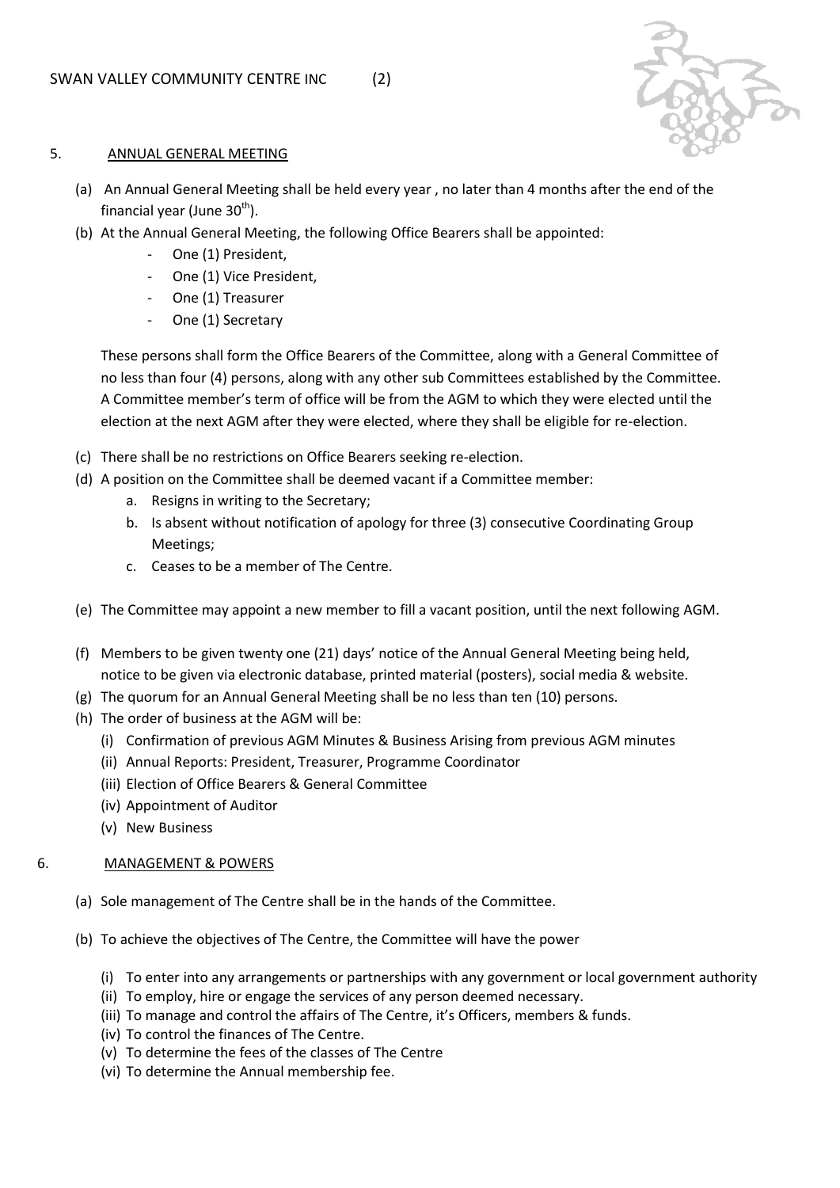## 5. ANNUAL GENERAL MEETING

(a) An Annual General Meeting shall be held every year , no later than 4 months after the end of the financial year (June 30th).

(b) At the Annual General Meeting, the following Office Bearers shall be appointed:

- One (1) President,
- One (1) Vice President,
- One (1) Treasurer
- One (1) Secretary

These persons shall form the Office Bearers of the Committee, along with a General Committee of no less than four (4) persons, along with any other sub Committees established by the Committee. A Committee member's term of office will be from the AGM to which they were elected until the election at the next AGM after they were elected, where they shall be eligible for re-election.

(c) There shall be no restrictions on Office Bearers seeking re-election.

(d) A position on the Committee shall be deemed vacant if a Committee member:

  a. Resigns in writing to the Secretary;
  b. Is absent without notification of apology for three (3) consecutive Coordinating Group Meetings;
  c. Ceases to be a member of The Centre.

(e) The Committee may appoint a new member to fill a vacant position, until the next following AGM.

(f) Members to be given twenty one (21) days' notice of the Annual General Meeting being held, notice to be given via electronic database, printed material (posters), social media & website.

(g) The quorum for an Annual General Meeting shall be no less than ten (10) persons.

(h) The order of business at the AGM will be:

  (i) Confirmation of previous AGM Minutes & Business Arising from previous AGM minutes
  (ii) Annual Reports: President, Treasurer, Programme Coordinator
  (iii) Election of Office Bearers & General Committee
  (iv) Appointment of Auditor
  (v) New Business

## 6. MANAGEMENT & POWERS

(a) Sole management of The Centre shall be in the hands of the Committee.

(b) To achieve the objectives of The Centre, the Committee will have the power

  (i) To enter into any arrangements or partnerships with any government or local government authority
  (ii) To employ, hire or engage the services of any person deemed necessary.
  (iii) To manage and control the affairs of The Centre, it's Officers, members & funds.
  (iv) To control the finances of The Centre.
  (v) To determine the fees of the classes of The Centre
  (vi) To determine the Annual membership fee.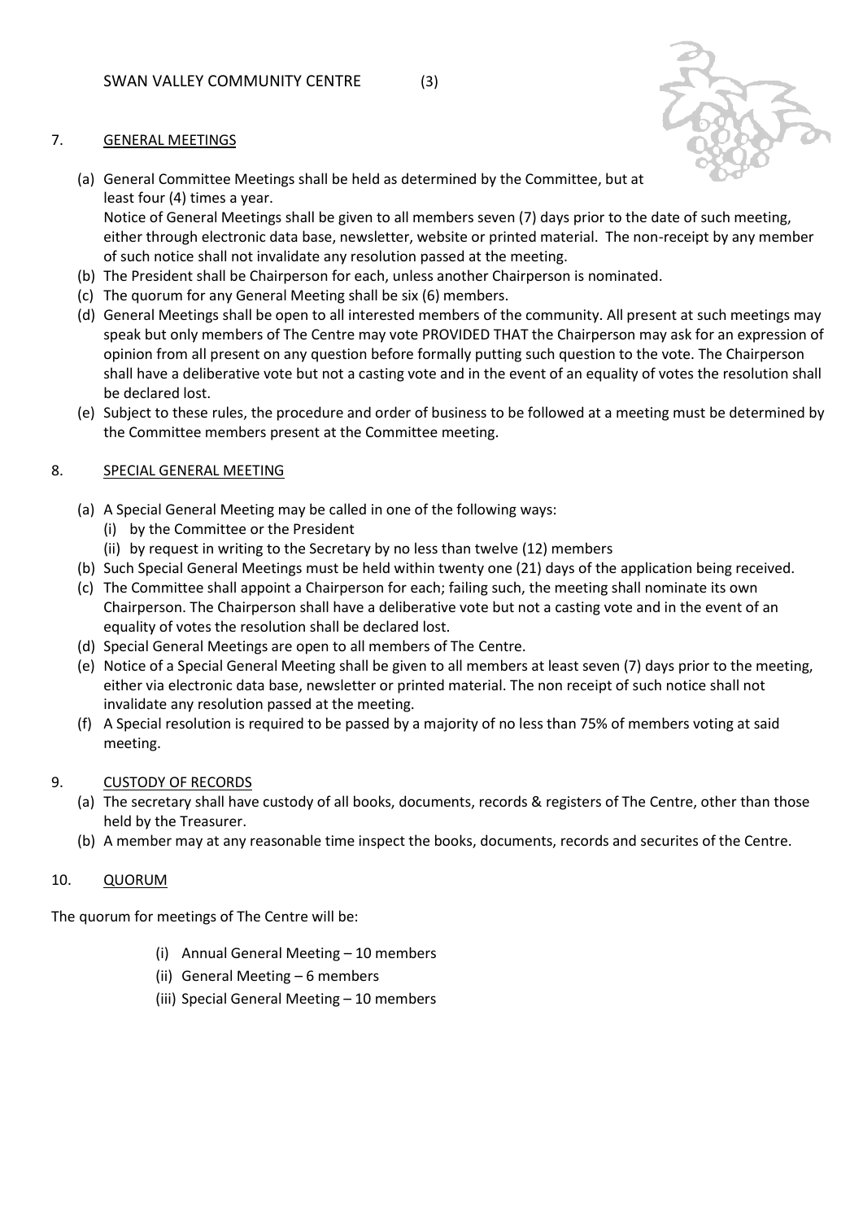## 7. GENERAL MEETINGS

(a) General Committee Meetings shall be held as determined by the Committee, but at least four (4) times a year.
Notice of General Meetings shall be given to all members seven (7) days prior to the date of such meeting, either through electronic data base, newsletter, website or printed material. The non-receipt by any member of such notice shall not invalidate any resolution passed at the meeting.

(b) The President shall be Chairperson for each, unless another Chairperson is nominated.

(c) The quorum for any General Meeting shall be six (6) members.

(d) General Meetings shall be open to all interested members of the community. All present at such meetings may speak but only members of The Centre may vote PROVIDED THAT the Chairperson may ask for an expression of opinion from all present on any question before formally putting such question to the vote. The Chairperson shall have a deliberative vote but not a casting vote and in the event of an equality of votes the resolution shall be declared lost.

(e) Subject to these rules, the procedure and order of business to be followed at a meeting must be determined by the Committee members present at the Committee meeting.

## 8. SPECIAL GENERAL MEETING

(a) A Special General Meeting may be called in one of the following ways:
   (i) by the Committee or the President
   (ii) by request in writing to the Secretary by no less than twelve (12) members

(b) Such Special General Meetings must be held within twenty one (21) days of the application being received.

(c) The Committee shall appoint a Chairperson for each; failing such, the meeting shall nominate its own Chairperson. The Chairperson shall have a deliberative vote but not a casting vote and in the event of an equality of votes the resolution shall be declared lost.

(d) Special General Meetings are open to all members of The Centre.

(e) Notice of a Special General Meeting shall be given to all members at least seven (7) days prior to the meeting, either via electronic data base, newsletter or printed material. The non receipt of such notice shall not invalidate any resolution passed at the meeting.

(f) A Special resolution is required to be passed by a majority of no less than 75% of members voting at said meeting.

## 9. CUSTODY OF RECORDS

(a) The secretary shall have custody of all books, documents, records & registers of The Centre, other than those held by the Treasurer.

(b) A member may at any reasonable time inspect the books, documents, records and securites of the Centre.

## 10. QUORUM

The quorum for meetings of The Centre will be:

(i) Annual General Meeting – 10 members
(ii) General Meeting – 6 members
(iii) Special General Meeting – 10 members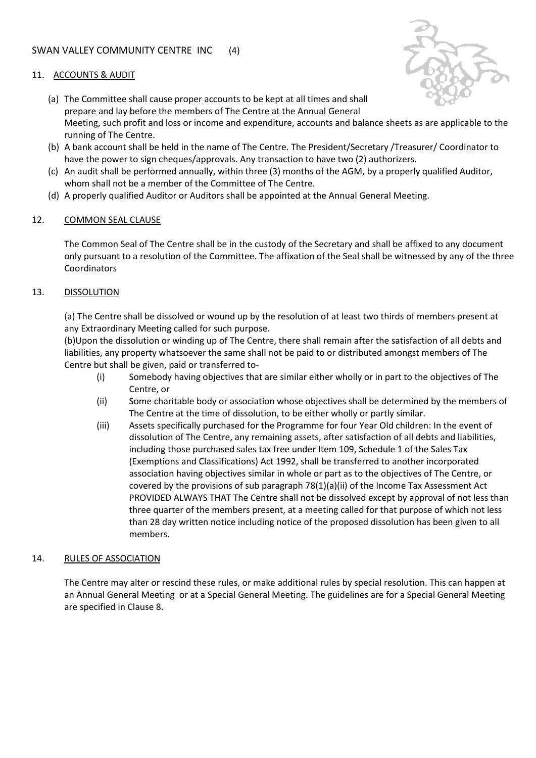## 11. ACCOUNTS & AUDIT

(a) The Committee shall cause proper accounts to be kept at all times and shall prepare and lay before the members of The Centre at the Annual General Meeting, such profit and loss or income and expenditure, accounts and balance sheets as are applicable to the running of The Centre.

(b) A bank account shall be held in the name of The Centre. The President/Secretary /Treasurer/ Coordinator to have the power to sign cheques/approvals. Any transaction to have two (2) authorizers.

(c) An audit shall be performed annually, within three (3) months of the AGM, by a properly qualified Auditor, whom shall not be a member of the Committee of The Centre.

(d) A properly qualified Auditor or Auditors shall be appointed at the Annual General Meeting.

## 12. COMMON SEAL CLAUSE

The Common Seal of The Centre shall be in the custody of the Secretary and shall be affixed to any document only pursuant to a resolution of the Committee. The affixation of the Seal shall be witnessed by any of the three Coordinators

## 13. DISSOLUTION

(a) The Centre shall be dissolved or wound up by the resolution of at least two thirds of members present at any Extraordinary Meeting called for such purpose.

(b)Upon the dissolution or winding up of The Centre, there shall remain after the satisfaction of all debts and liabilities, any property whatsoever the same shall not be paid to or distributed amongst members of The Centre but shall be given, paid or transferred to-

(i) Somebody having objectives that are similar either wholly or in part to the objectives of The Centre, or

(ii) Some charitable body or association whose objectives shall be determined by the members of The Centre at the time of dissolution, to be either wholly or partly similar.

(iii) Assets specifically purchased for the Programme for four Year Old children: In the event of dissolution of The Centre, any remaining assets, after satisfaction of all debts and liabilities, including those purchased sales tax free under Item 109, Schedule 1 of the Sales Tax (Exemptions and Classifications) Act 1992, shall be transferred to another incorporated association having objectives similar in whole or part as to the objectives of The Centre, or covered by the provisions of sub paragraph 78(1)(a)(ii) of the Income Tax Assessment Act PROVIDED ALWAYS THAT The Centre shall not be dissolved except by approval of not less than three quarter of the members present, at a meeting called for that purpose of which not less than 28 day written notice including notice of the proposed dissolution has been given to all members.

## 14. RULES OF ASSOCIATION

The Centre may alter or rescind these rules, or make additional rules by special resolution. This can happen at an Annual General Meeting or at a Special General Meeting. The guidelines are for a Special General Meeting are specified in Clause 8.